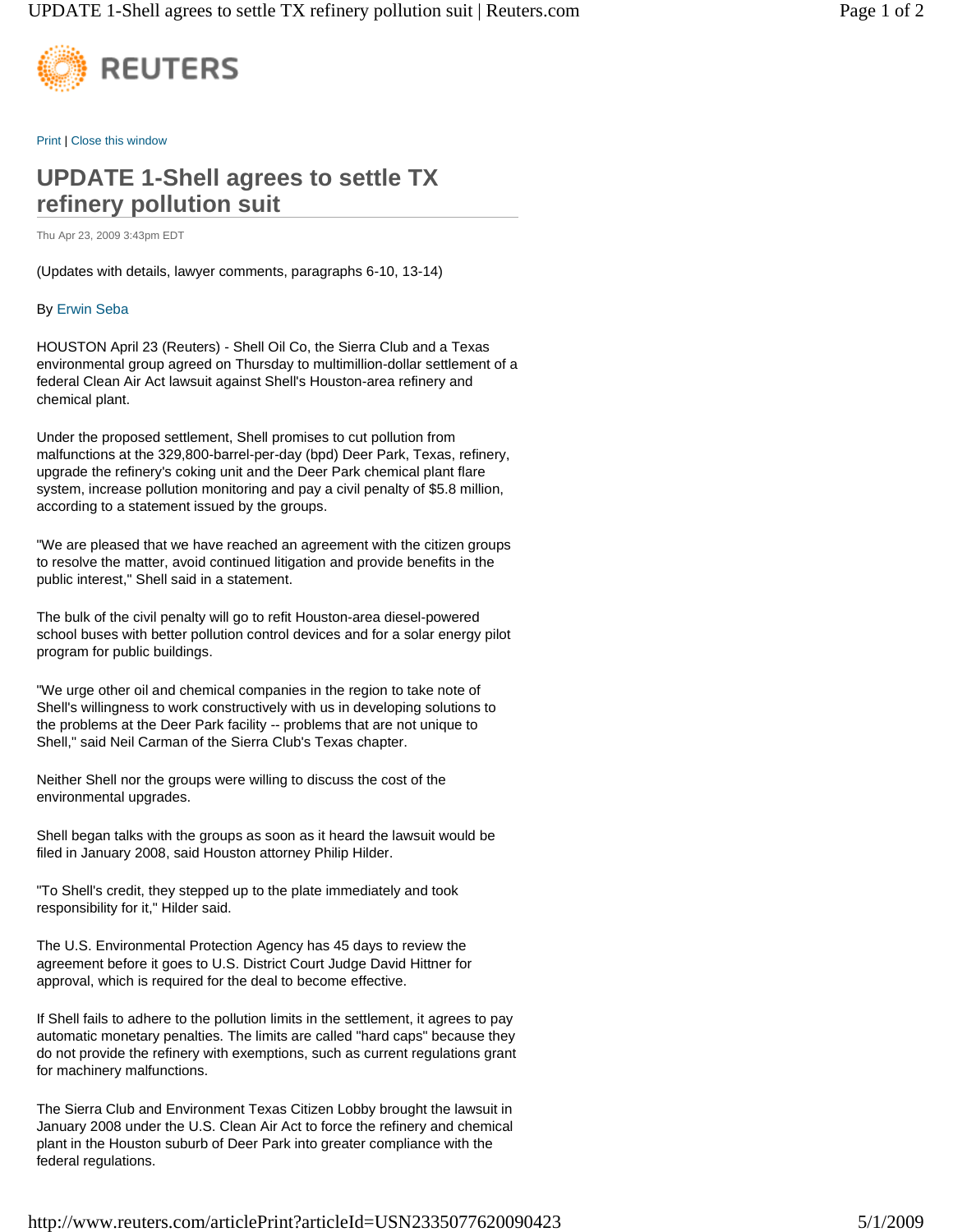REUTERS

Print | Close this window

# UPDATE 1-Shell agrees to settle TX refinery pollution suit

Thu Apr 23, 2009 3:43pm EDT

(Updates with details, lawyer comments, paragraphs 6-10, 13-14)

By Erwin Seba

HOUSTON April 23 (Reuters) - Shell Oil Co, the Sierra Club and a Texas environmental group agreed on Thursday to multimillion-dollar settlement of a federal Clean Air Act lawsuit against Shell's Houston-area refinery and chemical plant.

Under the proposed settlement, Shell promises to cut pollution from malfunctions at the 329,800-barrel-per-day (bpd) Deer Park, Texas, refinery, upgrade the refinery's coking unit and the Deer Park chemical plant flare system, increase pollution monitoring and pay a civil penalty of $5.8 million, according to a statement issued by the groups.

"We are pleased that we have reached an agreement with the citizen groups to resolve the matter, avoid continued litigation and provide benefits in the public interest," Shell said in a statement.

The bulk of the civil penalty will go to refit Houston-area diesel-powered school buses with better pollution control devices and for a solar energy pilot program for public buildings.

"We urge other oil and chemical companies in the region to take note of Shell's willingness to work constructively with us in developing solutions to the problems at the Deer Park facility -- problems that are not unique to Shell," said Neil Carman of the Sierra Club's Texas chapter.

Neither Shell nor the groups were willing to discuss the cost of the environmental upgrades.

Shell began talks with the groups as soon as it heard the lawsuit would be filed in January 2008, said Houston attorney Philip Hilder.

"To Shell's credit, they stepped up to the plate immediately and took responsibility for it," Hilder said.

The U.S. Environmental Protection Agency has 45 days to review the agreement before it goes to U.S. District Court Judge David Hittner for approval, which is required for the deal to become effective.

If Shell fails to adhere to the pollution limits in the settlement, it agrees to pay automatic monetary penalties. The limits are called "hard caps" because they do not provide the refinery with exemptions, such as current regulations grant for machinery malfunctions.

The Sierra Club and Environment Texas Citizen Lobby brought the lawsuit in January 2008 under the U.S. Clean Air Act to force the refinery and chemical plant in the Houston suburb of Deer Park into greater compliance with the federal regulations.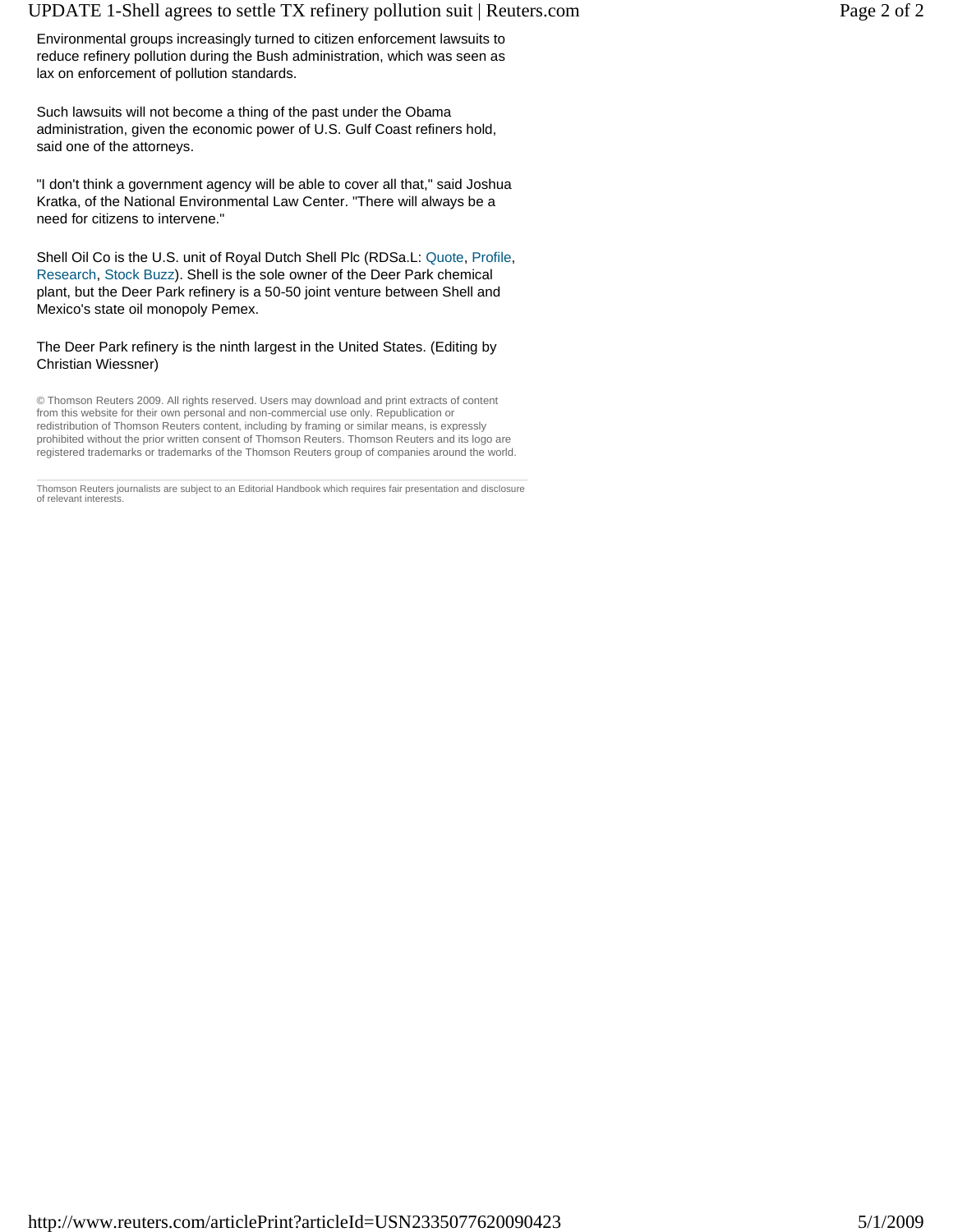Environmental groups increasingly turned to citizen enforcement lawsuits to reduce refinery pollution during the Bush administration, which was seen as lax on enforcement of pollution standards.

Such lawsuits will not become a thing of the past under the Obama administration, given the economic power of U.S. Gulf Coast refiners hold, said one of the attorneys.

"I don't think a government agency will be able to cover all that," said Joshua Kratka, of the National Environmental Law Center. "There will always be a need for citizens to intervene."

Shell Oil Co is the U.S. unit of Royal Dutch Shell Plc (RDSa.L: Quote, Profile, Research, Stock Buzz). Shell is the sole owner of the Deer Park chemical plant, but the Deer Park refinery is a 50-50 joint venture between Shell and Mexico's state oil monopoly Pemex.

The Deer Park refinery is the ninth largest in the United States. (Editing by Christian Wiessner)

© Thomson Reuters 2009. All rights reserved. Users may download and print extracts of content from this website for their own personal and non-commercial use only. Republication or redistribution of Thomson Reuters content, including by framing or similar means, is expressly prohibited without the prior written consent of Thomson Reuters. Thomson Reuters and its logo are registered trademarks or trademarks of the Thomson Reuters group of companies around the world.

---

Thomson Reuters journalists are subject to an Editorial Handbook which requires fair presentation and disclosure of relevant interests.